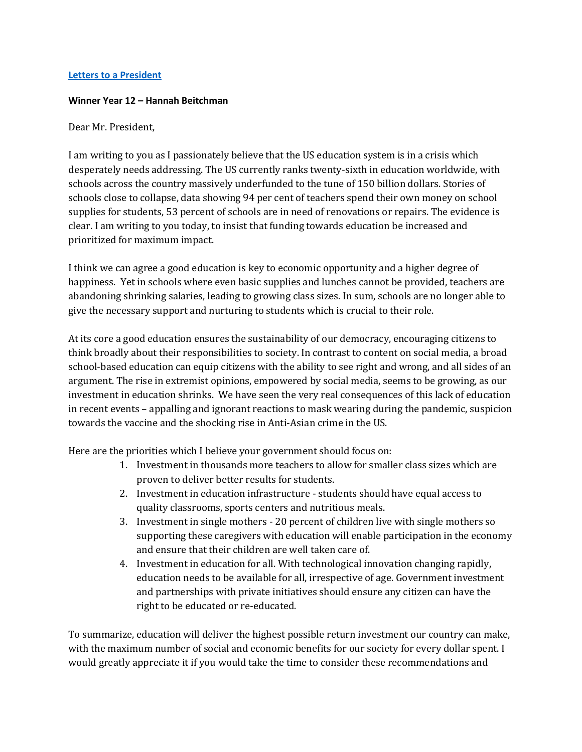[Letters to a President]

**Winner Year 12 – Hannah Beitchman**

Dear Mr. President,

I am writing to you as I passionately believe that the US education system is in a crisis which desperately needs addressing. The US currently ranks twenty-sixth in education worldwide, with schools across the country massively underfunded to the tune of 150 billion dollars. Stories of schools close to collapse, data showing 94 per cent of teachers spend their own money on school supplies for students, 53 percent of schools are in need of renovations or repairs. The evidence is clear. I am writing to you today, to insist that funding towards education be increased and prioritized for maximum impact.

I think we can agree a good education is key to economic opportunity and a higher degree of happiness. Yet in schools where even basic supplies and lunches cannot be provided, teachers are abandoning shrinking salaries, leading to growing class sizes. In sum, schools are no longer able to give the necessary support and nurturing to students which is crucial to their role.

At its core a good education ensures the sustainability of our democracy, encouraging citizens to think broadly about their responsibilities to society. In contrast to content on social media, a broad school-based education can equip citizens with the ability to see right and wrong, and all sides of an argument. The rise in extremist opinions, empowered by social media, seems to be growing, as our investment in education shrinks. We have seen the very real consequences of this lack of education in recent events – appalling and ignorant reactions to mask wearing during the pandemic, suspicion towards the vaccine and the shocking rise in Anti-Asian crime in the US.

Here are the priorities which I believe your government should focus on:

1. Investment in thousands more teachers to allow for smaller class sizes which are proven to deliver better results for students.
2. Investment in education infrastructure - students should have equal access to quality classrooms, sports centers and nutritious meals.
3. Investment in single mothers - 20 percent of children live with single mothers so supporting these caregivers with education will enable participation in the economy and ensure that their children are well taken care of.
4. Investment in education for all. With technological innovation changing rapidly, education needs to be available for all, irrespective of age. Government investment and partnerships with private initiatives should ensure any citizen can have the right to be educated or re-educated.

To summarize, education will deliver the highest possible return investment our country can make, with the maximum number of social and economic benefits for our society for every dollar spent. I would greatly appreciate it if you would take the time to consider these recommendations and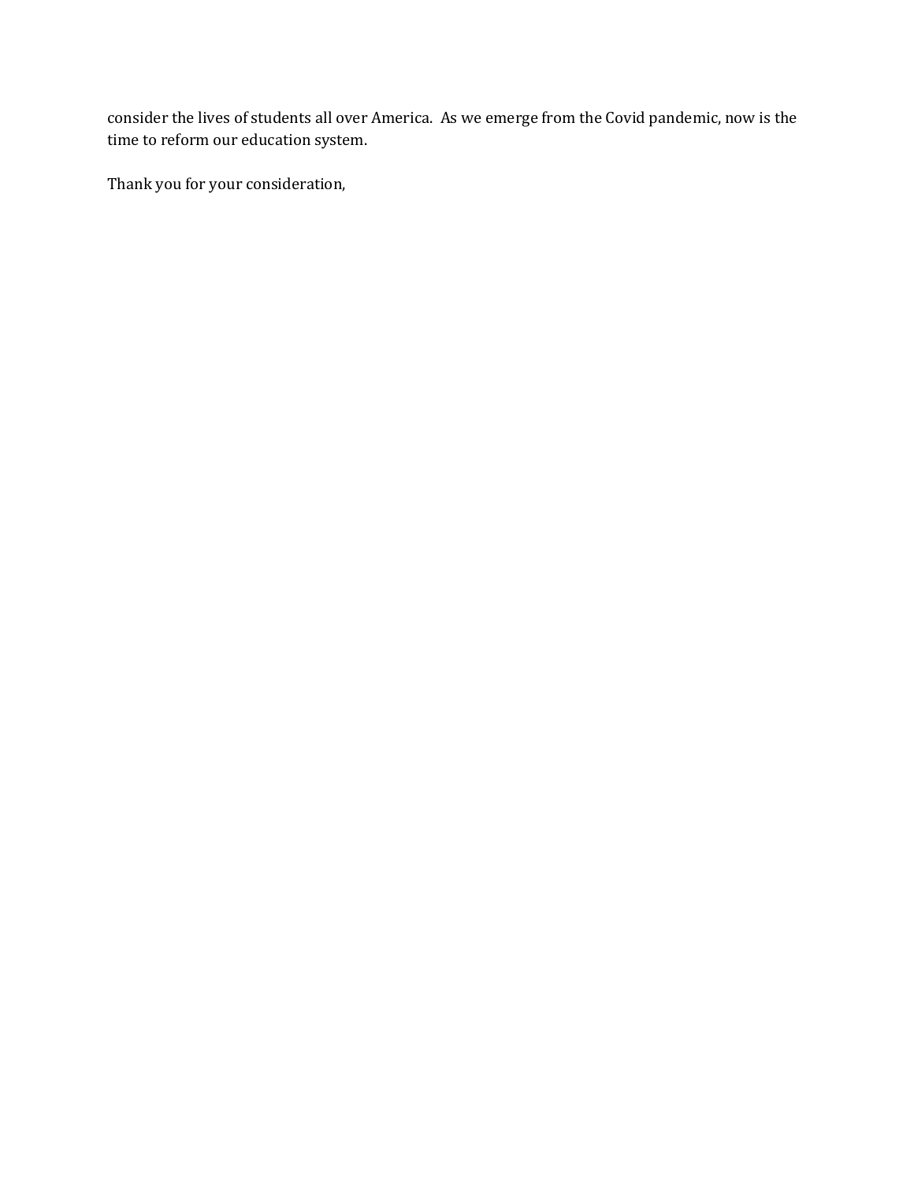consider the lives of students all over America. As we emerge from the Covid pandemic, now is the time to reform our education system.

Thank you for your consideration,